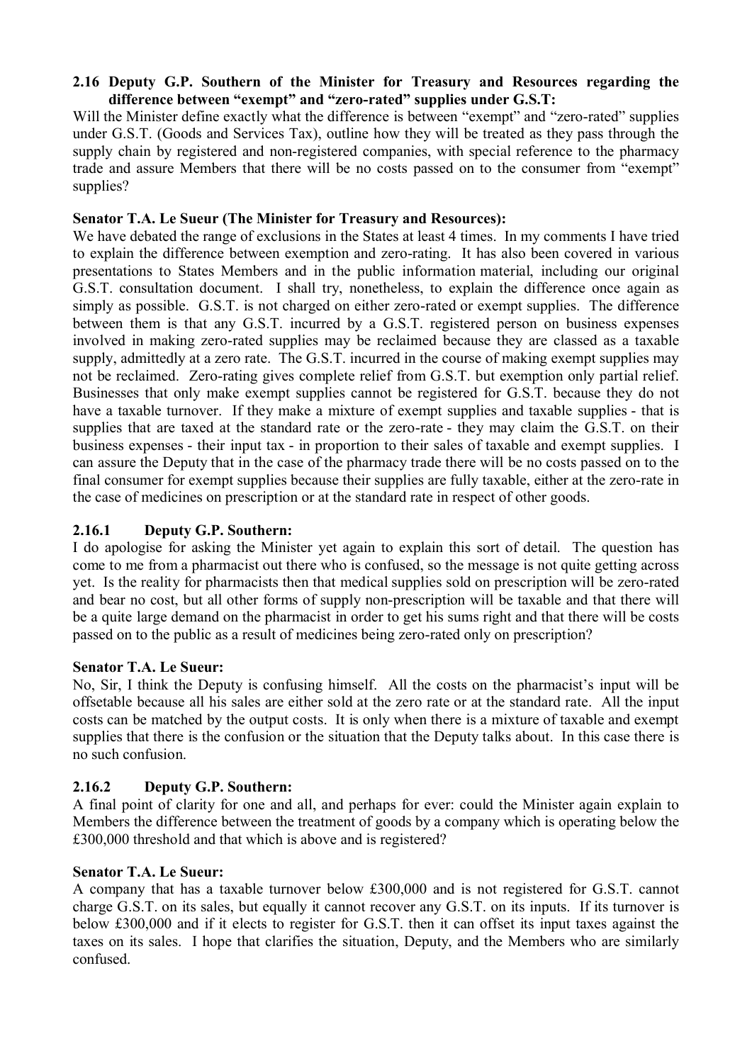**2.16 Deputy G.P. Southern of the Minister for Treasury and Resources regarding the difference between "exempt" and "zero-rated" supplies under G.S.T:**

Will the Minister define exactly what the difference is between "exempt" and "zero-rated" supplies under G.S.T. (Goods and Services Tax), outline how they will be treated as they pass through the supply chain by registered and non-registered companies, with special reference to the pharmacy trade and assure Members that there will be no costs passed on to the consumer from "exempt" supplies?

**Senator T.A. Le Sueur (The Minister for Treasury and Resources):**

We have debated the range of exclusions in the States at least 4 times. In my comments I have tried to explain the difference between exemption and zero-rating. It has also been covered in various presentations to States Members and in the public information material, including our original G.S.T. consultation document. I shall try, nonetheless, to explain the difference once again as simply as possible. G.S.T. is not charged on either zero-rated or exempt supplies. The difference between them is that any G.S.T. incurred by a G.S.T. registered person on business expenses involved in making zero-rated supplies may be reclaimed because they are classed as a taxable supply, admittedly at a zero rate. The G.S.T. incurred in the course of making exempt supplies may not be reclaimed. Zero-rating gives complete relief from G.S.T. but exemption only partial relief. Businesses that only make exempt supplies cannot be registered for G.S.T. because they do not have a taxable turnover. If they make a mixture of exempt supplies and taxable supplies - that is supplies that are taxed at the standard rate or the zero-rate - they may claim the G.S.T. on their business expenses - their input tax - in proportion to their sales of taxable and exempt supplies. I can assure the Deputy that in the case of the pharmacy trade there will be no costs passed on to the final consumer for exempt supplies because their supplies are fully taxable, either at the zero-rate in the case of medicines on prescription or at the standard rate in respect of other goods.

### 2.16.1 Deputy G.P. Southern:

I do apologise for asking the Minister yet again to explain this sort of detail. The question has come to me from a pharmacist out there who is confused, so the message is not quite getting across yet. Is the reality for pharmacists then that medical supplies sold on prescription will be zero-rated and bear no cost, but all other forms of supply non-prescription will be taxable and that there will be a quite large demand on the pharmacist in order to get his sums right and that there will be costs passed on to the public as a result of medicines being zero-rated only on prescription?

**Senator T.A. Le Sueur:**

No, Sir, I think the Deputy is confusing himself. All the costs on the pharmacist's input will be offsetable because all his sales are either sold at the zero rate or at the standard rate. All the input costs can be matched by the output costs. It is only when there is a mixture of taxable and exempt supplies that there is the confusion or the situation that the Deputy talks about. In this case there is no such confusion.

### 2.16.2 Deputy G.P. Southern:

A final point of clarity for one and all, and perhaps for ever: could the Minister again explain to Members the difference between the treatment of goods by a company which is operating below the £300,000 threshold and that which is above and is registered?

**Senator T.A. Le Sueur:**

A company that has a taxable turnover below £300,000 and is not registered for G.S.T. cannot charge G.S.T. on its sales, but equally it cannot recover any G.S.T. on its inputs. If its turnover is below £300,000 and if it elects to register for G.S.T. then it can offset its input taxes against the taxes on its sales. I hope that clarifies the situation, Deputy, and the Members who are similarly confused.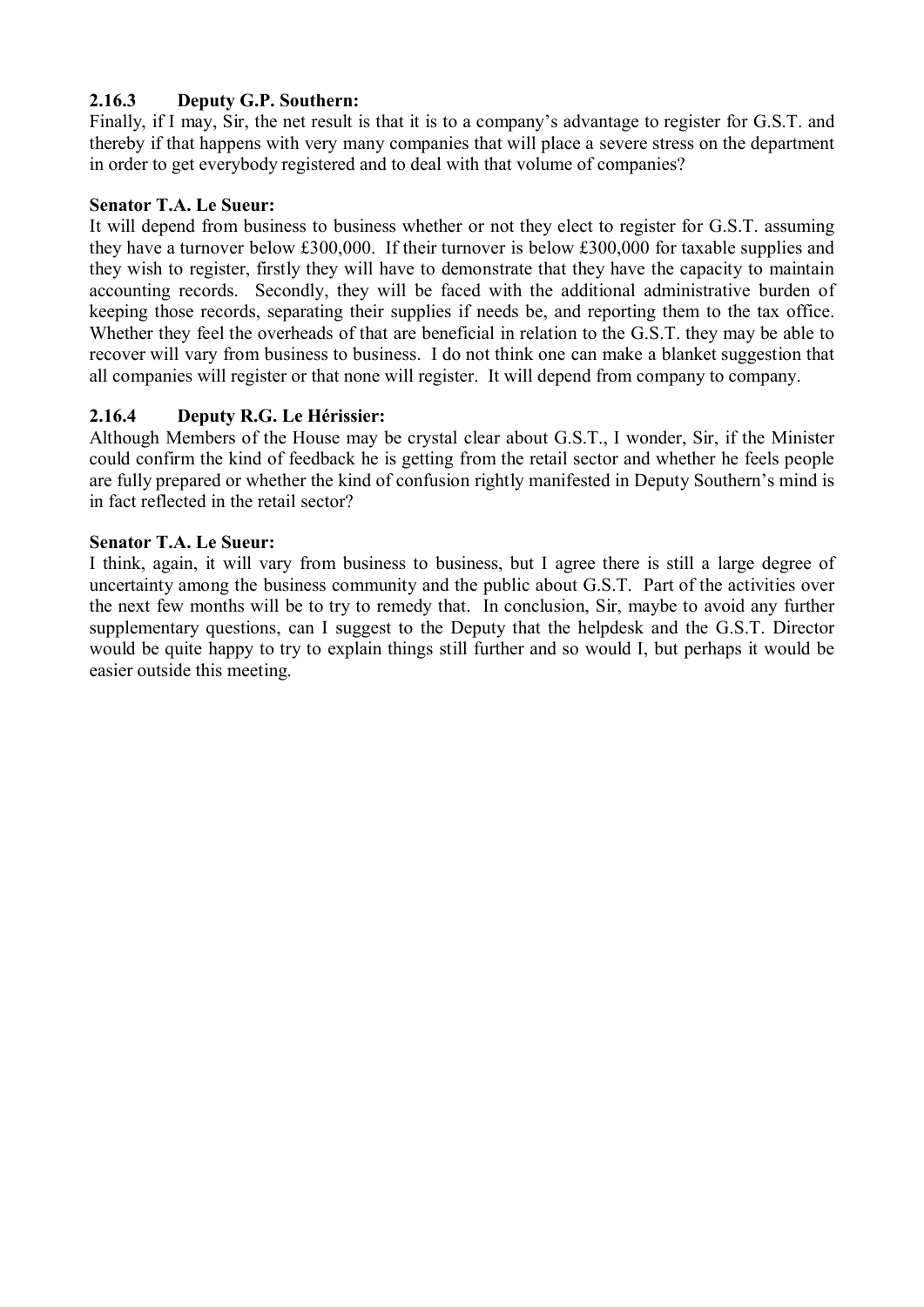### 2.16.3 Deputy G.P. Southern:

Finally, if I may, Sir, the net result is that it is to a company's advantage to register for G.S.T. and thereby if that happens with very many companies that will place a severe stress on the department in order to get everybody registered and to deal with that volume of companies?

**Senator T.A. Le Sueur:**

It will depend from business to business whether or not they elect to register for G.S.T. assuming they have a turnover below £300,000. If their turnover is below £300,000 for taxable supplies and they wish to register, firstly they will have to demonstrate that they have the capacity to maintain accounting records. Secondly, they will be faced with the additional administrative burden of keeping those records, separating their supplies if needs be, and reporting them to the tax office. Whether they feel the overheads of that are beneficial in relation to the G.S.T. they may be able to recover will vary from business to business. I do not think one can make a blanket suggestion that all companies will register or that none will register. It will depend from company to company.

### 2.16.4 Deputy R.G. Le Hérissier:

Although Members of the House may be crystal clear about G.S.T., I wonder, Sir, if the Minister could confirm the kind of feedback he is getting from the retail sector and whether he feels people are fully prepared or whether the kind of confusion rightly manifested in Deputy Southern's mind is in fact reflected in the retail sector?

**Senator T.A. Le Sueur:**

I think, again, it will vary from business to business, but I agree there is still a large degree of uncertainty among the business community and the public about G.S.T. Part of the activities over the next few months will be to try to remedy that. In conclusion, Sir, maybe to avoid any further supplementary questions, can I suggest to the Deputy that the helpdesk and the G.S.T. Director would be quite happy to try to explain things still further and so would I, but perhaps it would be easier outside this meeting.